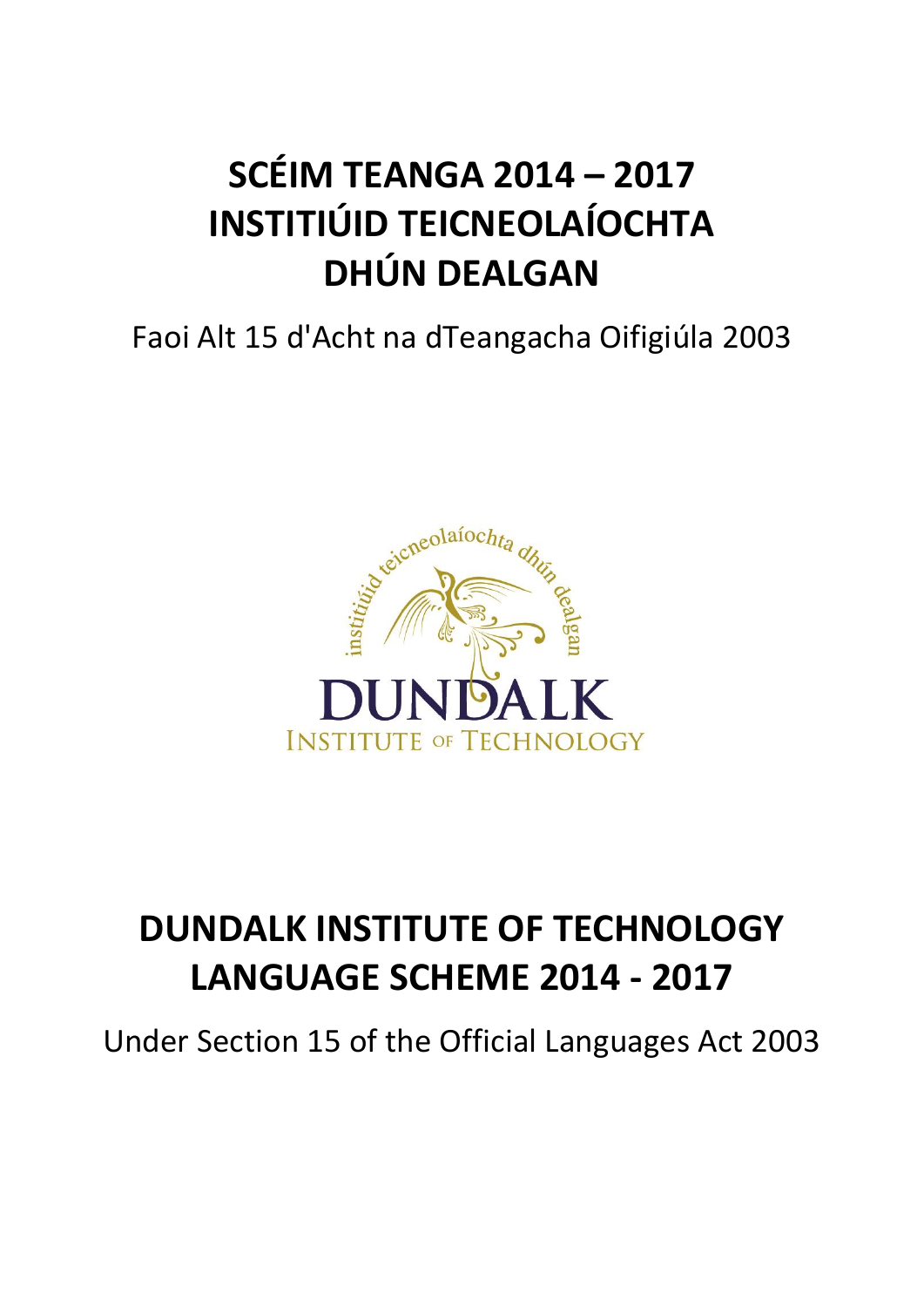# SCÉIM TEANGA 2014 – 2017
# INSTITIÚID TEICNEOLAÍOCHTA
# DHÚN DEALGAN

Faoi Alt 15 d'Acht na dTeangacha Oifigiúla 2003

# DUNDALK INSTITUTE OF TECHNOLOGY
# LANGUAGE SCHEME 2014 - 2017

Under Section 15 of the Official Languages Act 2003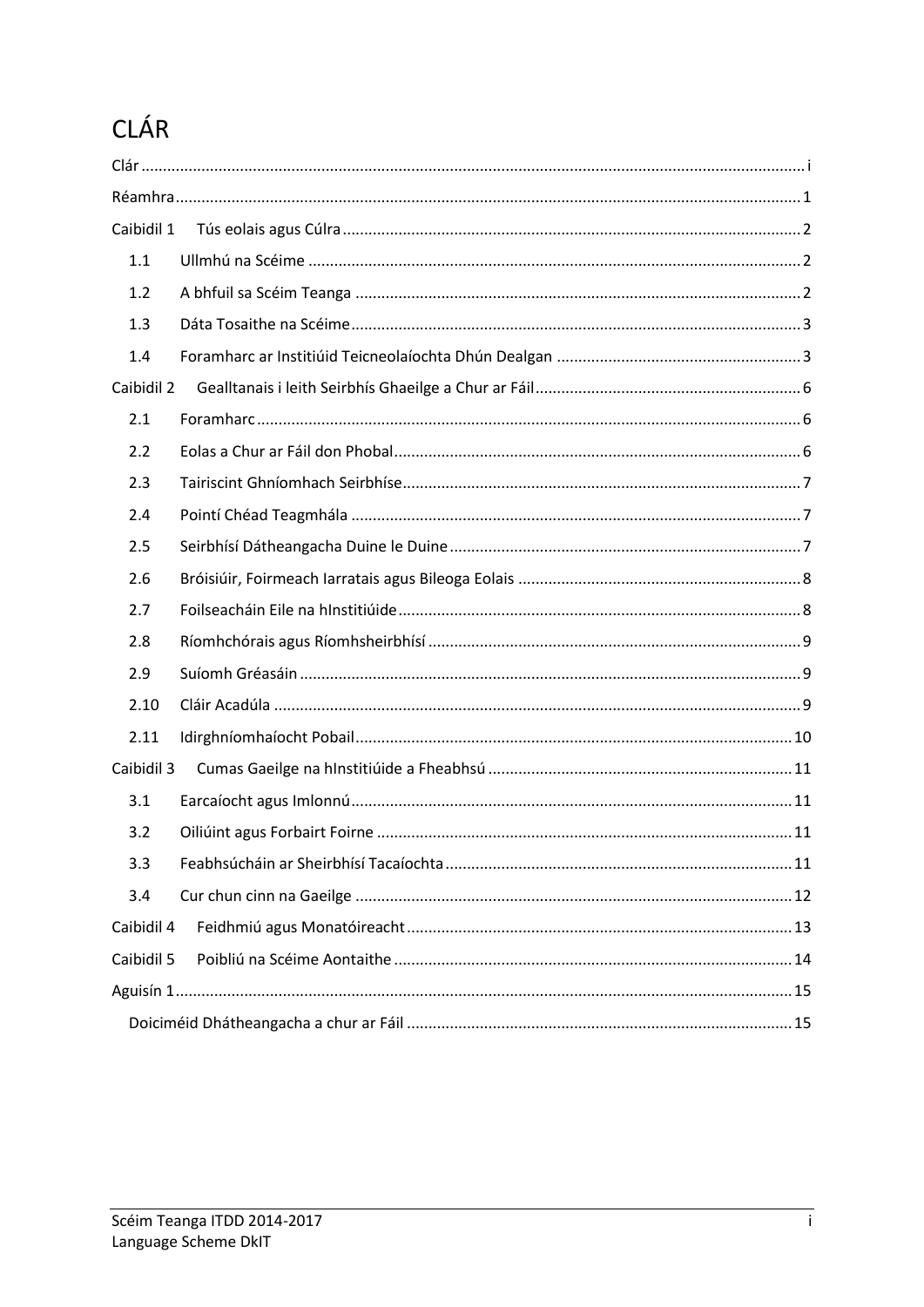# CLÁR

Clár ..... i

Réamhra ..... 1

Caibidil 1 Tús eolais agus Cúlra ..... 2

- 1.1 Ullmhú na Scéime ..... 2
- 1.2 A bhfuil sa Scéim Teanga ..... 2
- 1.3 Dáta Tosaithe na Scéime ..... 3
- 1.4 Foramharc ar Institiúid Teicneolaíochta Dhún Dealgan ..... 3

Caibidil 2 Gealltanais i leith Seirbhís Ghaeilge a Chur ar Fáil ..... 6

- 2.1 Foramharc ..... 6
- 2.2 Eolas a Chur ar Fáil don Phobal ..... 6
- 2.3 Tairiscint Ghníomhach Seirbhíse ..... 7
- 2.4 Pointí Chéad Teagmhála ..... 7
- 2.5 Seirbhísí Dátheangacha Duine le Duine ..... 7
- 2.6 Bróisiúir, Foirmeach Iarratais agus Bileoga Eolais ..... 8
- 2.7 Foilseacháin Eile na hInstitiúide ..... 8
- 2.8 Ríomhchórais agus Ríomhsheirbhísí ..... 9
- 2.9 Suíomh Gréasáin ..... 9
- 2.10 Cláir Acadúla ..... 9
- 2.11 Idirghníomhaíocht Pobail ..... 10

Caibidil 3 Cumas Gaeilge na hInstitiúide a Fheabhsú ..... 11

- 3.1 Earcaíocht agus Imlonnú ..... 11
- 3.2 Oiliúint agus Forbairt Foirne ..... 11
- 3.3 Feabhsúcháin ar Sheirbhísí Tacaíochta ..... 11
- 3.4 Cur chun cinn na Gaeilge ..... 12

Caibidil 4 Feidhmiú agus Monatóireacht ..... 13

Caibidil 5 Poibliú na Scéime Aontaithe ..... 14

Aguisín 1 ..... 15

- Doiciméid Dhátheangacha a chur ar Fáil ..... 15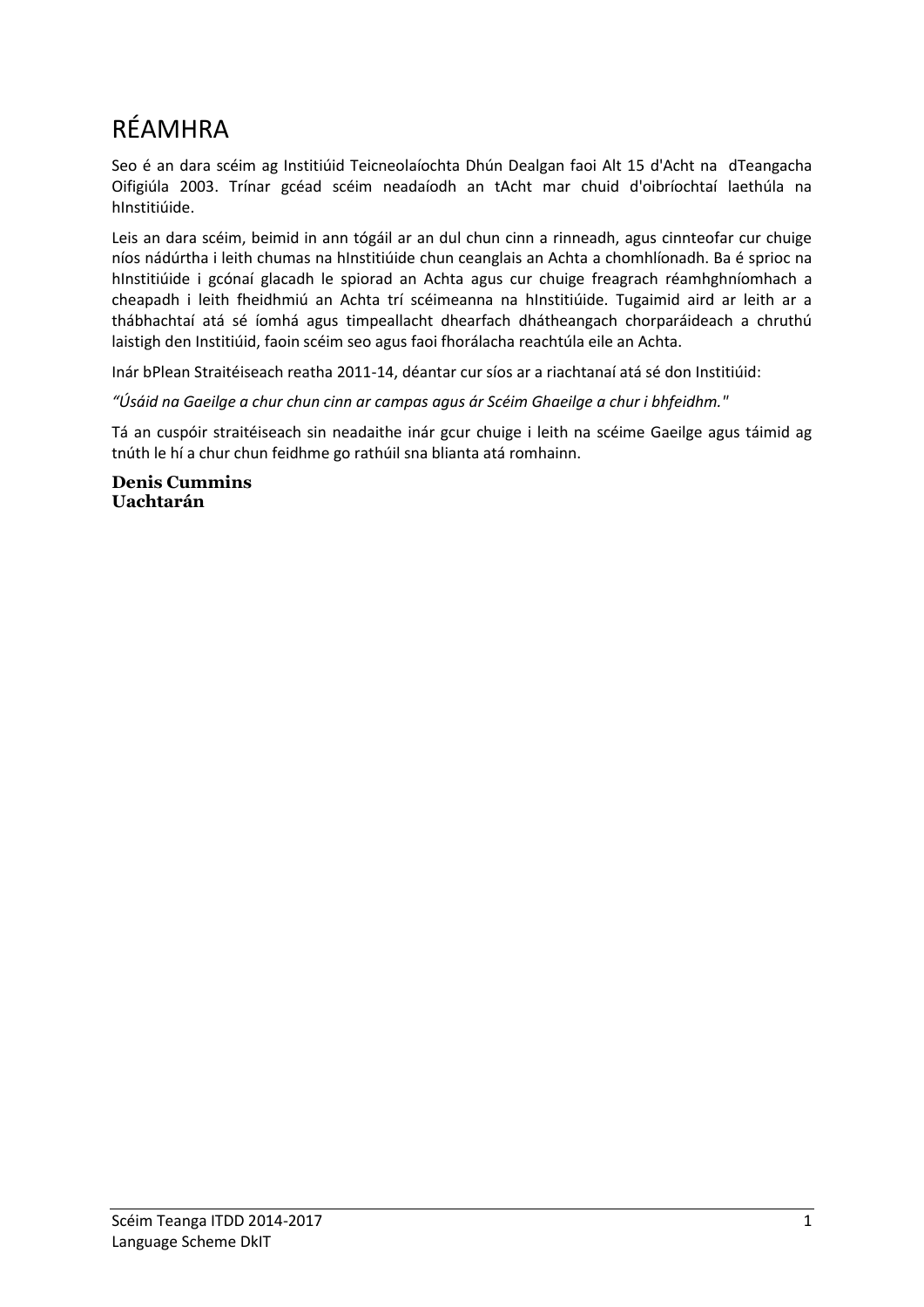# RÉAMHRA

Seo é an dara scéim ag Institiúid Teicneolaíochta Dhún Dealgan faoi Alt 15 d'Acht na dTeangacha Oifigiúla 2003. Trínar gcéad scéim neadaíodh an tAcht mar chuid d'oibríochtaí laethúla na hInstitiúide.

Leis an dara scéim, beimid in ann tógáil ar an dul chun cinn a rinneadh, agus cinnteofar cur chuige níos nádúrtha i leith chumas na hInstitiúide chun ceanglais an Achta a chomhlíonadh. Ba é sprioc na hInstitiúide i gcónaí glacadh le spiorad an Achta agus cur chuige freagrach réamhghníomhach a cheapadh i leith fheidhmiú an Achta trí scéimeanna na hInstitiúide. Tugaimid aird ar leith ar a thábhachtaí atá sé íomhá agus timpeallacht dhearfach dhátheangach chorparáideach a chruthú laistigh den Institiúid, faoin scéim seo agus faoi fhorálacha reachtúla eile an Achta.

Inár bPlean Straitéiseach reatha 2011-14, déantar cur síos ar a riachtanaí atá sé don Institiúid:

*"Úsáid na Gaeilge a chur chun cinn ar campas agus ár Scéim Ghaeilge a chur i bhfeidhm."*

Tá an cuspóir straitéiseach sin neadaithe inár gcur chuige i leith na scéime Gaeilge agus táimid ag tnúth le hí a chur chun feidhme go rathúil sna blianta atá romhainn.

**Denis Cummins**
**Uachtarán**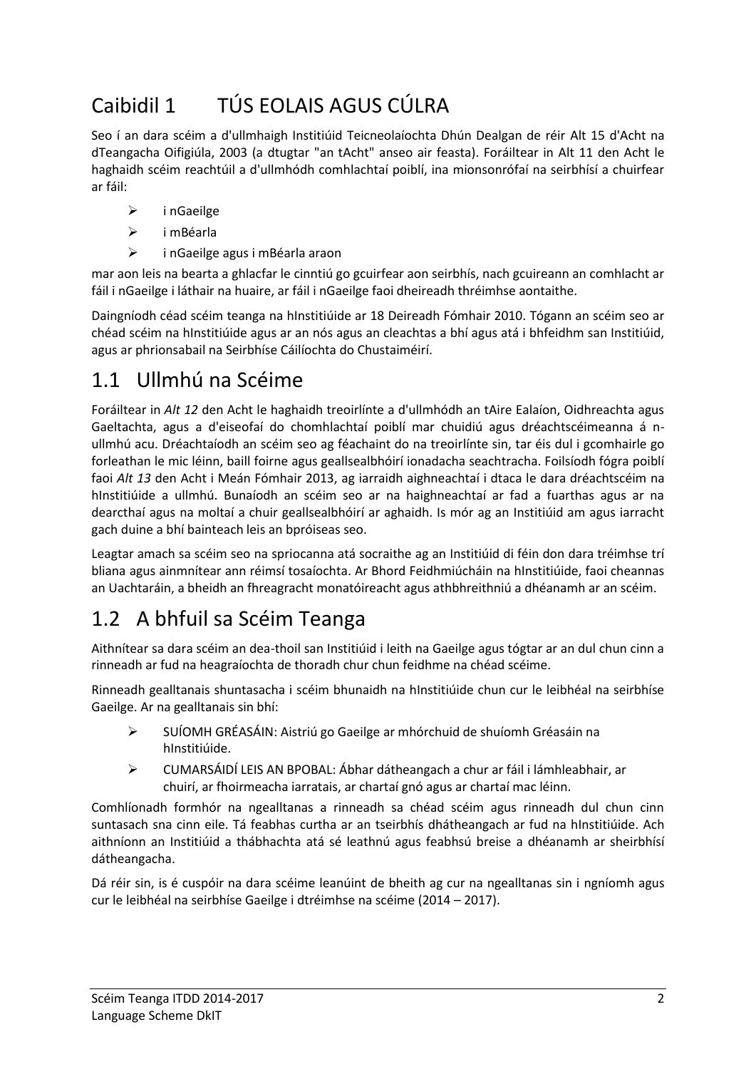# Caibidil 1 TÚS EOLAIS AGUS CÚLRA

Seo í an dara scéim a d'ullmhaigh Institiúid Teicneolaíochta Dhún Dealgan de réir Alt 15 d'Acht na dTeangacha Oifigiúla, 2003 (a dtugtar "an tAcht" anseo air feasta). Foráiltear in Alt 11 den Acht le haghaidh scéim reachtúil a d'ullmhódh comhlachtaí poiblí, ina mionsonrófaí na seirbhísí a chuirfear ar fáil:

- i nGaeilge
- i mBéarla
- i nGaeilge agus i mBéarla araon

mar aon leis na bearta a ghlacfar le cinntiú go gcuirfear aon seirbhís, nach gcuireann an comhlacht ar fáil i nGaeilge i láthair na huaire, ar fáil i nGaeilge faoi dheireadh thréimhse aontaithe.

Daingníodh céad scéim teanga na hInstitiúide ar 18 Deireadh Fómhair 2010. Tógann an scéim seo ar chéad scéim na hInstitiúide agus ar an nós agus an cleachtas a bhí agus atá i bhfeidhm san Institiúid, agus ar phrionsabail na Seirbhíse Cáilíochta do Chustaiméirí.

## 1.1 Ullmhú na Scéime

Foráiltear in *Alt 12* den Acht le haghaidh treoirlínte a d'ullmhódh an tAire Ealaíon, Oidhreachta agus Gaeltachta, agus a d'eiseofaí do chomhlachtaí poiblí mar chuidiú agus dréachtscéimeanna á n-ullmhú acu. Dréachtaíodh an scéim seo ag féachaint do na treoirlínte sin, tar éis dul i gcomhairle go forleathan le mic léinn, baill foirne agus geallsealbhóirí ionadacha seachtracha. Foilsíodh fógra poiblí faoi *Alt 13* den Acht i Meán Fómhair 2013, ag iarraidh aighneachtaí i dtaca le dara dréachtscéim na hInstitiúide a ullmhú. Bunaíodh an scéim seo ar na haighneachtaí ar fad a fuarthas agus ar na dearcthaí agus na moltaí a chuir geallsealbhóirí ar aghaidh. Is mór ag an Institiúid am agus iarracht gach duine a bhí bainteach leis an bpróiseas seo.

Leagtar amach sa scéim seo na spriocanna atá socraithe ag an Institiúid di féin don dara tréimhse trí bliana agus ainmnítear ann réimsí tosaíochta. Ar Bhord Feidhmiúcháin na hInstitiúide, faoi cheannas an Uachtaráin, a bheidh an fhreagracht monatóireacht agus athbhreithniú a dhéanamh ar an scéim.

## 1.2 A bhfuil sa Scéim Teanga

Aithnítear sa dara scéim an dea-thoil san Institiúid i leith na Gaeilge agus tógtar ar an dul chun cinn a rinneadh ar fud na heagraíochta de thoradh chur chun feidhme na chéad scéime.

Rinneadh gealltanais shuntasacha i scéim bhunaidh na hInstitiúide chun cur le leibhéal na seirbhíse Gaeilge. Ar na gealltanais sin bhí:

- SUÍOMH GRÉASÁIN: Aistriú go Gaeilge ar mhórchuid de shuíomh Gréasáin na hInstitiúide.
- CUMARSÁIDÍ LEIS AN BPOBAL: Ábhar dátheangach a chur ar fáil i lámhleabhair, ar chuirí, ar fhoirmeacha iarratais, ar chartaí gnó agus ar chartaí mac léinn.

Comhlíonadh formhór na ngealltanas a rinneadh sa chéad scéim agus rinneadh dul chun cinn suntasach sna cinn eile. Tá feabhas curtha ar an tseirbhís dhátheangach ar fud na hInstitiúide. Ach aithníonn an Institiúid a thábhachta atá sé leathnú agus feabhsú breise a dhéanamh ar sheirbhísí dátheangacha.

Dá réir sin, is é cuspóir na dara scéime leanúint de bheith ag cur na ngealltanas sin i ngníomh agus cur le leibhéal na seirbhíse Gaeilge i dtréimhse na scéime (2014 – 2017).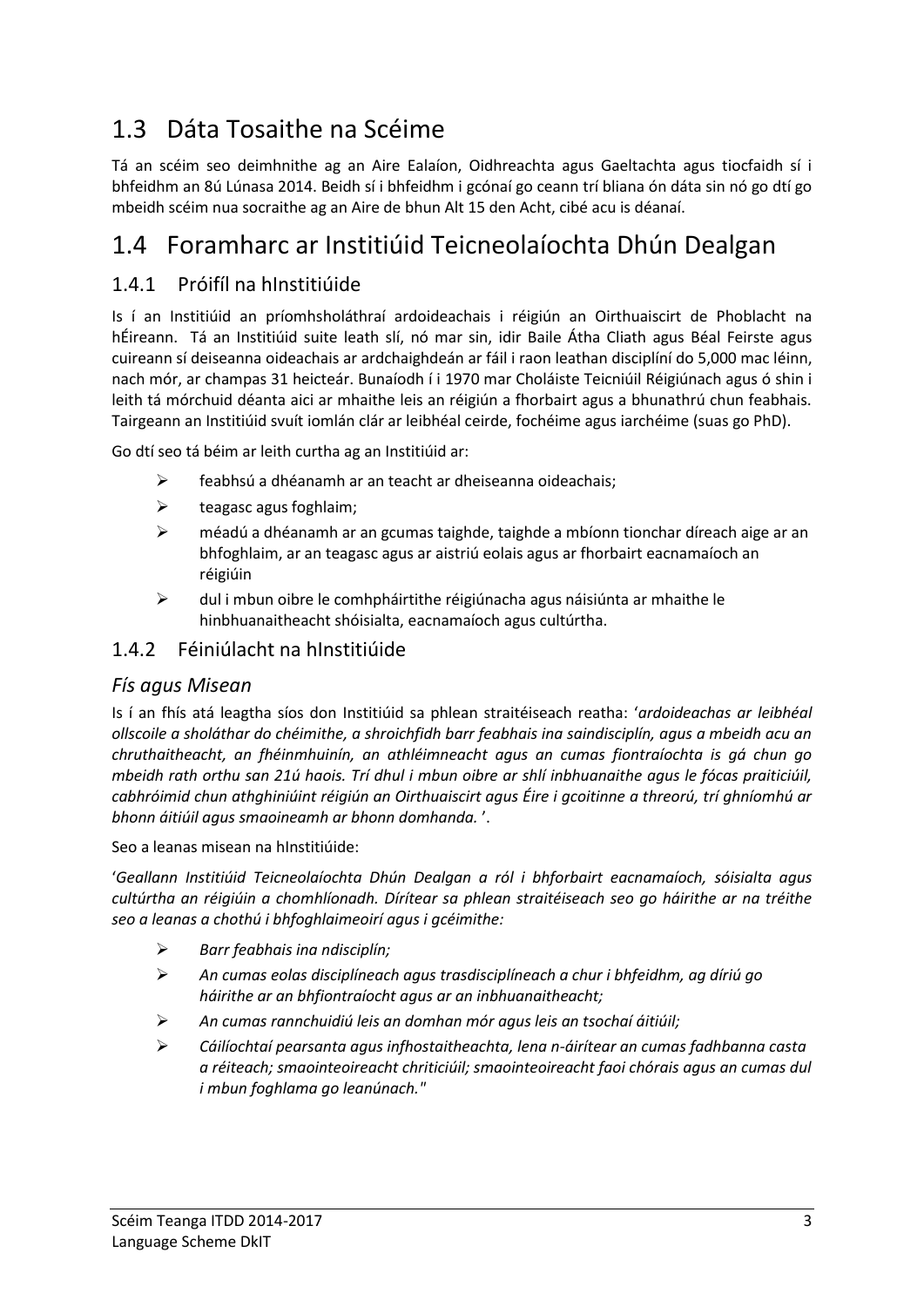## 1.3 Dáta Tosaithe na Scéime

Tá an scéim seo deimhnithe ag an Aire Ealaíon, Oidhreachta agus Gaeltachta agus tiocfaidh sí i bhfeidhm an 8ú Lúnasa 2014. Beidh sí i bhfeidhm i gcónaí go ceann trí bliana ón dáta sin nó go dtí go mbeidh scéim nua socraithe ag an Aire de bhun Alt 15 den Acht, cibé acu is déanaí.

## 1.4 Foramharc ar Institiúid Teicneolaíochta Dhún Dealgan

### 1.4.1 Próifíl na hInstitiúide

Is í an Institiúid an príomhsholáthraí ardoideachais i réigiún an Oirthuaiscirt de Phoblacht na hÉireann. Tá an Institiúid suite leath slí, nó mar sin, idir Baile Átha Cliath agus Béal Feirste agus cuireann sí deiseanna oideachais ar ardchaighdeán ar fáil i raon leathan disciplíní do 5,000 mac léinn, nach mór, ar champas 31 heicteár. Bunaíodh í i 1970 mar Choláiste Teicniúil Réigiúnach agus ó shin i leith tá mórchuid déanta aici ar mhaithe leis an réigiún a fhorbairt agus a bhunathrú chun feabhais. Tairgeann an Institiúid svuít iomlán clár ar leibhéal ceirde, fochéime agus iarchéime (suas go PhD).

Go dtí seo tá béim ar leith curtha ag an Institiúid ar:

- feabhsú a dhéanamh ar an teacht ar dheiseanna oideachais;
- teagasc agus foghlaim;
- méadú a dhéanamh ar an gcumas taighde, taighde a mbíonn tionchar díreach aige ar an bhfoghlaim, ar an teagasc agus ar aistriú eolais agus ar fhorbairt eacnamaíoch an réigiúin
- dul i mbun oibre le comhpháirtithe réigiúnacha agus náisiúnta ar mhaithe le hinbhuanaitheacht shóisialta, eacnamaíoch agus cultúrtha.

### 1.4.2 Féiniúlacht na hInstitiúide

#### *Fís agus Misean*

Is í an fhís atá leagtha síos don Institiúid sa phlean straitéiseach reatha: '*ardoideachas ar leibhéal ollscoile a sholáthar do chéimithe, a shroichfidh barr feabhais ina saindisciplín, agus a mbeidh acu an chruthaitheacht, an fhéinmhuinín, an athléimneacht agus an cumas fiontraíochta is gá chun go mbeidh rath orthu san 21ú haois. Trí dhul i mbun oibre ar shlí inbhuanaithe agus le fócas praiticiúil, cabhróimid chun athghiniúint réigiún an Oirthuaiscirt agus Éire i gcoitinne a threorú, trí ghníomhú ar bhonn áitiúil agus smaoineamh ar bhonn domhanda.*'.

Seo a leanas misean na hInstitiúide:

'*Geallann Institiúid Teicneolaíochta Dhún Dealgan a ról i bhforbairt eacnamaíoch, sóisialta agus cultúrtha an réigiúin a chomhlíonadh. Dírítear sa phlean straitéiseach seo go háirithe ar na tréithe seo a leanas a chothú i bhfoghlaimeoirí agus i gcéimithe:*

- *Barr feabhais ina ndisciplín;*
- *An cumas eolas disciplíneach agus trasdisciplíneach a chur i bhfeidhm, ag díriú go háirithe ar an bhfiontraíocht agus ar an inbhuanaitheacht;*
- *An cumas rannchuidiú leis an domhan mór agus leis an tsochaí áitiúil;*
- *Cáilíochtaí pearsanta agus infhostaitheachta, lena n-áirítear an cumas fadhbanna casta a réiteach; smaointeoireacht chriticiúil; smaointeoireacht faoi chórais agus an cumas dul i mbun foghlama go leanúnach."*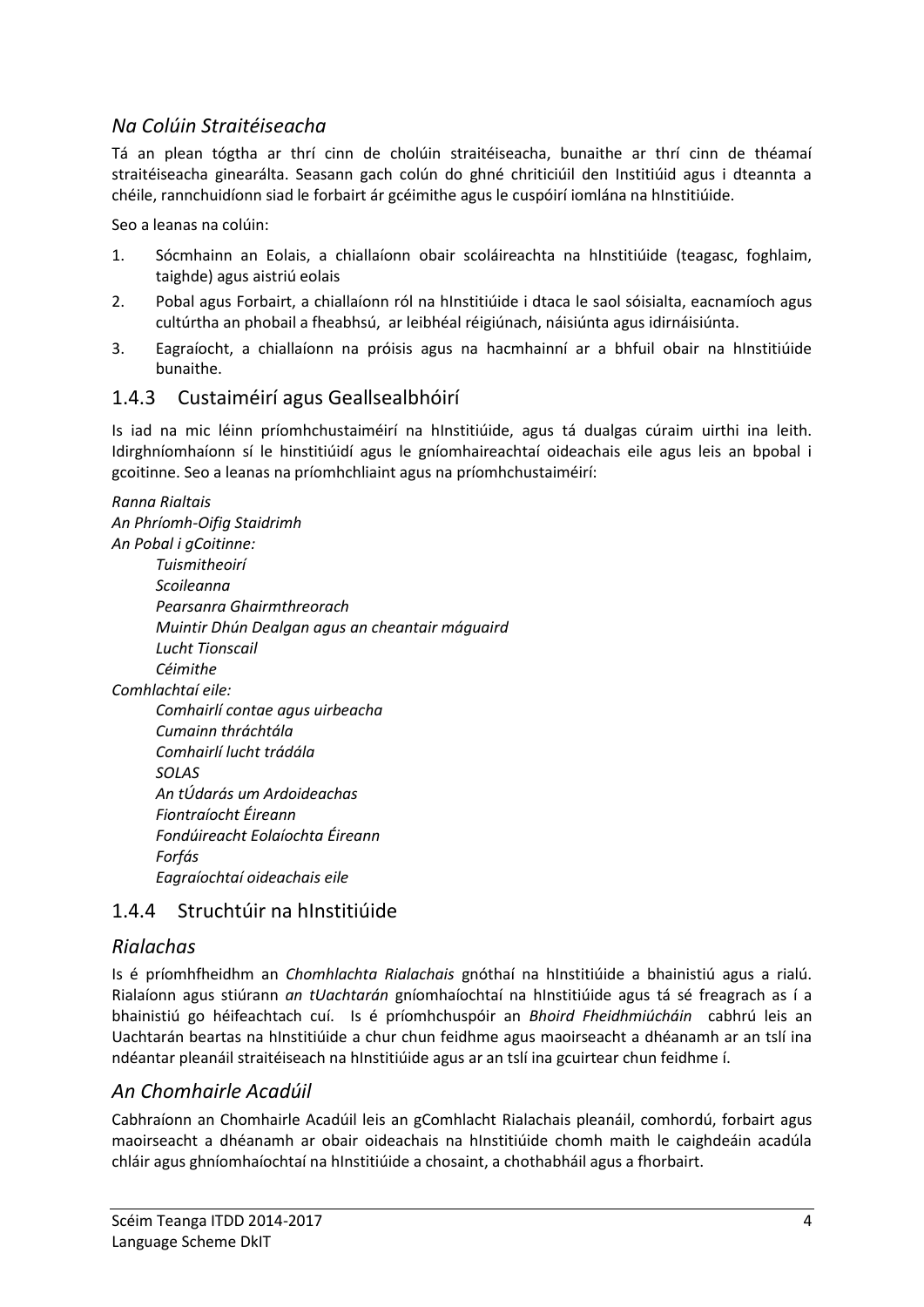### *Na Colúin Straitéiseacha*

Tá an plean tógtha ar thrí cinn de cholúin straitéiseacha, bunaithe ar thrí cinn de théamaí straitéiseacha ginearálta. Seasann gach colún do ghné chriticiúil den Institiúid agus i dteannta a chéile, rannchuidíonn siad le forbairt ár gcéimithe agus le cuspóirí iomlána na hInstitiúide.

Seo a leanas na colúin:

1. Sócmhainn an Eolais, a chiallaíonn obair scoláireachta na hInstitiúide (teagasc, foghlaim, taighde) agus aistriú eolais
2. Pobal agus Forbairt, a chiallaíonn ról na hInstitiúide i dtaca le saol sóisialta, eacnamíoch agus cultúrtha an phobail a fheabhsú, ar leibhéal réigiúnach, náisiúnta agus idirnáisiúnta.
3. Eagraíocht, a chiallaíonn na próisis agus na hacmhainní ar a bhfuil obair na hInstitiúide bunaithe.

## 1.4.3 Custaiméirí agus Geallsealbhóirí

Is iad na mic léinn príomhchustaiméirí na hInstitiúide, agus tá dualgas cúraim uirthi ina leith. Idirghníomhaíonn sí le hinstitiúidí agus le gníomhaireachtaí oideachais eile agus leis an bpobal i gcoitinne. Seo a leanas na príomhchliaint agus na príomhchustaiméirí:

*Ranna Rialtais*
*An Phríomh-Oifig Staidrimh*
*An Pobal i gCoitinne:*
- *Tuismitheoirí*
- *Scoileanna*
- *Pearsanra Ghairmthreorach*
- *Muintir Dhún Dealgan agus an cheantair máguaird*
- *Lucht Tionscail*
- *Céimithe*

*Comhlachtaí eile:*
- *Comhairlí contae agus uirbeacha*
- *Cumainn thráchtála*
- *Comhairlí lucht trádála*
- *SOLAS*
- *An tÚdarás um Ardoideachas*
- *Fiontraíocht Éireann*
- *Fondúireacht Eolaíochta Éireann*
- *Forfás*
- *Eagraíochtaí oideachais eile*

## 1.4.4 Struchtúir na hInstitiúide

### *Rialachas*

Is é príomhfheidhm an *Chomhlachta Rialachais* gnóthaí na hInstitiúide a bhainistiú agus a rialú. Rialaíonn agus stiúrann *an tUachtarán* gníomhaíochtaí na hInstitiúide agus tá sé freagrach as í a bhainistiú go héifeachtach cuí. Is é príomhchuspóir an *Bhoird Fheidhmiúcháin* cabhrú leis an Uachtarán beartas na hInstitiúide a chur chun feidhme agus maoirseacht a dhéanamh ar an tslí ina ndéantar pleanáil straitéiseach na hInstitiúide agus ar an tslí ina gcuirtear chun feidhme í.

### *An Chomhairle Acadúil*

Cabhraíonn an Chomhairle Acadúil leis an gComhlacht Rialachais pleanáil, comhordú, forbairt agus maoirseacht a dhéanamh ar obair oideachais na hInstitiúide chomh maith le caighdeáin acadúla chláir agus ghníomhaíochtaí na hInstitiúide a chosaint, a chothabháil agus a fhorbairt.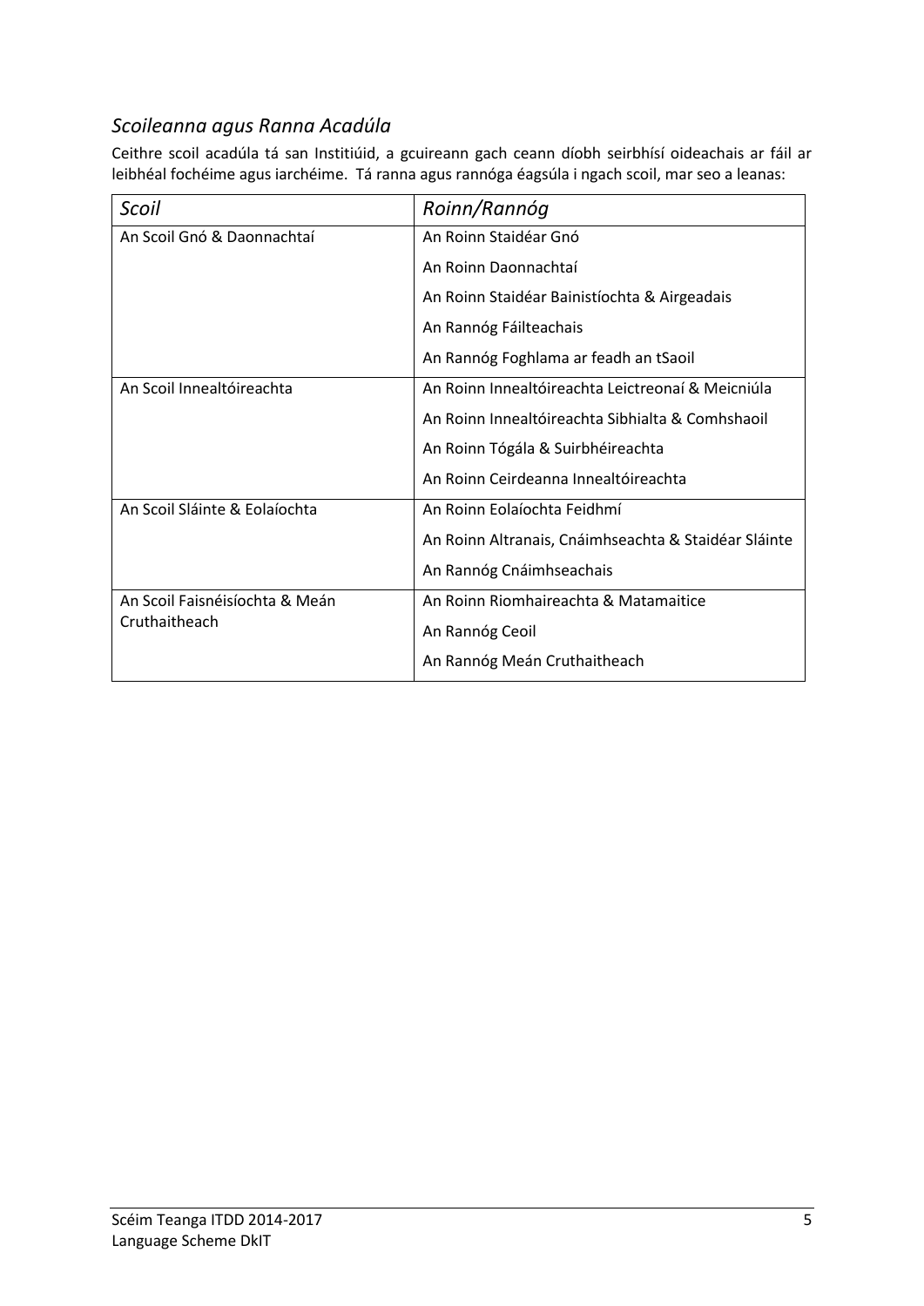## *Scoileanna agus Ranna Acadúla*

Ceithre scoil acadúla tá san Institiúid, a gcuireann gach ceann díobh seirbhísí oideachais ar fáil ar leibhéal fochéime agus iarchéime. Tá ranna agus rannóga éagsúla i ngach scoil, mar seo a leanas:

| *Scoil* | *Roinn/Rannóg* |
|---|---|
| An Scoil Gnó & Daonnachtaí | An Roinn Staidéar Gnó |
| | An Roinn Daonnachtaí |
| | An Roinn Staidéar Bainistíochta & Airgeadais |
| | An Rannóg Fáilteachais |
| | An Rannóg Foghlama ar feadh an tSaoil |
| An Scoil Innealtóireachta | An Roinn Innealtóireachta Leictreonaí & Meicniúla |
| | An Roinn Innealtóireachta Sibhialta & Comhshaoil |
| | An Roinn Tógála & Suirbhéireachta |
| | An Roinn Ceirdeanna Innealtóireachta |
| An Scoil Sláinte & Eolaíochta | An Roinn Eolaíochta Feidhmí |
| | An Roinn Altranais, Cnáimhseachta & Staidéar Sláinte |
| | An Rannóg Cnáimhseachais |
| An Scoil Faisnéisíochta & Meán Cruthaitheach | An Roinn Riomhaireachta & Matamaitice |
| | An Rannóg Ceoil |
| | An Rannóg Meán Cruthaitheach |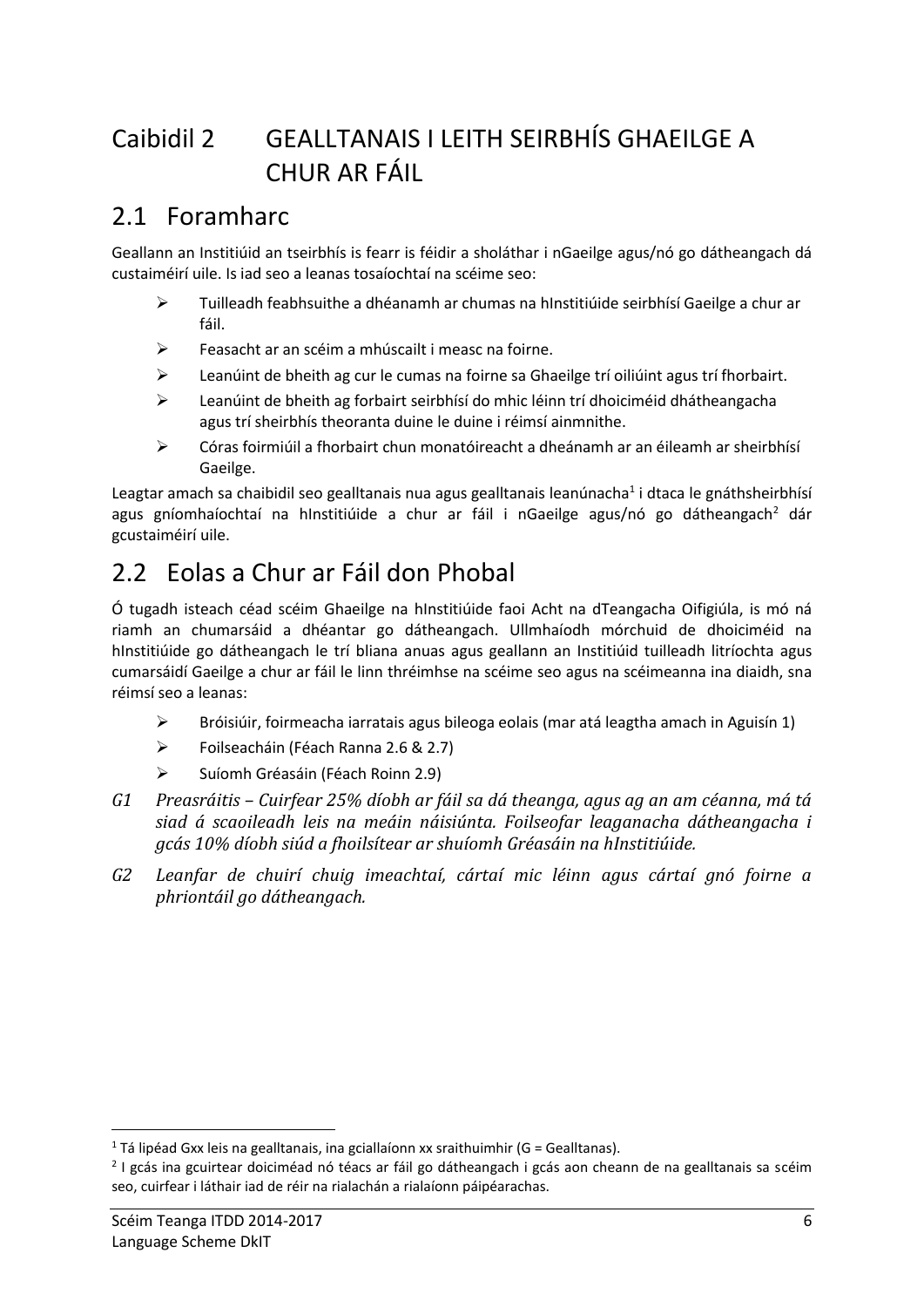# Caibidil 2 GEALLTANAIS I LEITH SEIRBHÍS GHAEILGE A CHUR AR FÁIL

## 2.1 Foramharc

Geallann an Institiúid an tseirbhís is fearr is féidir a sholáthar i nGaeilge agus/nó go dátheangach dá custaiméirí uile. Is iad seo a leanas tosaíochtaí na scéime seo:

- Tuilleadh feabhsuithe a dhéanamh ar chumas na hInstitiúide seirbhísí Gaeilge a chur ar fáil.
- Feasacht ar an scéim a mhúscailt i measc na foirne.
- Leanúint de bheith ag cur le cumas na foirne sa Ghaeilge trí oiliúint agus trí fhorbairt.
- Leanúint de bheith ag forbairt seirbhísí do mhic léinn trí dhoiciméid dhátheangacha agus trí sheirbhís theoranta duine le duine i réimsí ainmnithe.
- Córas foirmiúil a fhorbairt chun monatóireacht a dheánamh ar an éileamh ar sheirbhísí Gaeilge.

Leagtar amach sa chaibidil seo gealltanais nua agus gealltanais leanúnacha[1] i dtaca le gnáthsheirbhísí agus gníomhaíochtaí na hInstitiúide a chur ar fáil i nGaeilge agus/nó go dátheangach[2] dár gcustaiméirí uile.

## 2.2 Eolas a Chur ar Fáil don Phobal

Ó tugadh isteach céad scéim Ghaeilge na hInstitiúide faoi Acht na dTeangacha Oifigiúla, is mó ná riamh an chumarsáid a dhéantar go dátheangach. Ullmhaíodh mórchuid de dhoiciméid na hInstitiúide go dátheangach le trí bliana anuas agus geallann an Institiúid tuilleadh litríochta agus cumarsáidí Gaeilge a chur ar fáil le linn thréimhse na scéime seo agus na scéimeanna ina diaidh, sna réimsí seo a leanas:

- Bróisiúir, foirmeacha iarratais agus bileoga eolais (mar atá leagtha amach in Aguisín 1)
- Foilseacháin (Féach Ranna 2.6 & 2.7)
- Suíomh Gréasáin (Féach Roinn 2.9)

*G1 Preasráitis – Cuirfear 25% díobh ar fáil sa dá theanga, agus ag an am céanna, má tá siad á scaoileadh leis na meáin náisiúnta. Foilseofar leaganacha dátheangacha i gcás 10% díobh siúd a fhoilsítear ar shuíomh Gréasáin na hInstitiúide.*

*G2 Leanfar de chuirí chuig imeachtaí, cártaí mic léinn agus cártaí gnó foirne a phriontáil go dátheangach.*

---

[1] Tá lipéad Gxx leis na gealltanais, ina gciallaíonn xx sraithuimhir (G = Gealltanas).

[2] I gcás ina gcuirtear doiciméad nó téacs ar fáil go dátheangach i gcás aon cheann de na gealltanais sa scéim seo, cuirfear i láthair iad de réir na rialachán a rialaíonn páipéarachas.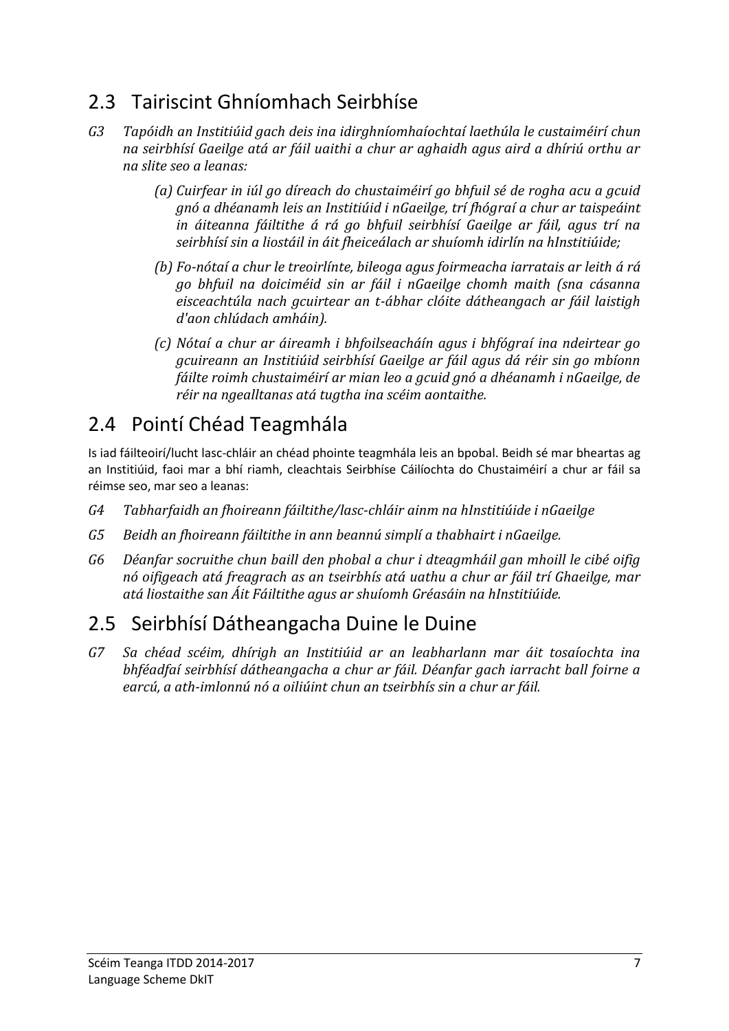## 2.3 Tairiscint Ghníomhach Seirbhíse

*G3 Tapóidh an Institiúid gach deis ina idirghníomhaíochtaí laethúla le custaiméirí chun na seirbhísí Gaeilge atá ar fáil uaithi a chur ar aghaidh agus aird a dhíriú orthu ar na slite seo a leanas:*

*(a) Cuirfear in iúl go díreach do chustaiméirí go bhfuil sé de rogha acu a gcuid gnó a dhéanamh leis an Institiúid i nGaeilge, trí fhógraí a chur ar taispeáint in áiteanna fáiltithe á rá go bhfuil seirbhísí Gaeilge ar fáil, agus trí na seirbhísí sin a liostáil in áit fheiceálach ar shuíomh idirlín na hInstitiúide;*

*(b) Fo-nótaí a chur le treoirlínte, bileoga agus foirmeacha iarratais ar leith á rá go bhfuil na doiciméid sin ar fáil i nGaeilge chomh maith (sna cásanna eisceachtúla nach gcuirtear an t-ábhar clóite dátheangach ar fáil laistigh d'aon chlúdach amháin).*

*(c) Nótaí a chur ar áireamh i bhfoilseacháin agus i bhfógraí ina ndeirtear go gcuireann an Institiúid seirbhísí Gaeilge ar fáil agus dá réir sin go mbíonn fáilte roimh chustaiméirí ar mian leo a gcuid gnó a dhéanamh i nGaeilge, de réir na ngealltanas atá tugtha ina scéim aontaithe.*

## 2.4 Pointí Chéad Teagmhála

Is iad fáilteoirí/lucht lasc-chláir an chéad phointe teagmhála leis an bpobal. Beidh sé mar bheartas ag an Institiúid, faoi mar a bhí riamh, cleachtais Seirbhíse Cáilíochta do Chustaiméirí a chur ar fáil sa réimse seo, mar seo a leanas:

*G4 Tabharfaidh an fhoireann fáiltithe/lasc-chláir ainm na hInstitiúide i nGaeilge*

*G5 Beidh an fhoireann fáiltithe in ann beannú simplí a thabhairt i nGaeilge.*

*G6 Déanfar socruithe chun baill den phobal a chur i dteagmháil gan mhoill le cibé oifig nó oifigeach atá freagrach as an tseirbhís atá uathu a chur ar fáil trí Ghaeilge, mar atá liostaithe san Áit Fáiltithe agus ar shuíomh Gréasáin na hInstitiúide.*

## 2.5 Seirbhísí Dátheangacha Duine le Duine

*G7 Sa chéad scéim, dhírigh an Institiúid ar an leabharlann mar áit tosaíochta ina bhféadfaí seirbhísí dátheangacha a chur ar fáil. Déanfar gach iarracht ball foirne a earcú, a ath-imlonnú nó a oiliúint chun an tseirbhís sin a chur ar fáil.*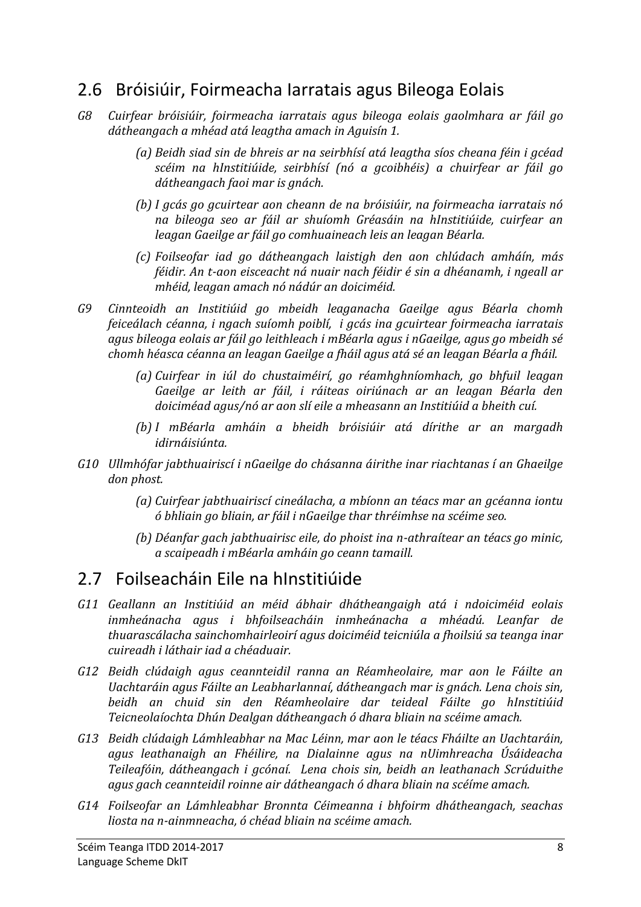## 2.6 Bróisiúir, Foirmeacha Iarratais agus Bileoga Eolais

*G8 Cuirfear bróisiúir, foirmeacha iarratais agus bileoga eolais gaolmhara ar fáil go dátheangach a mhéad atá leagtha amach in Aguisín 1.*

*(a) Beidh siad sin de bhreis ar na seirbhísí atá leagtha síos cheana féin i gcéad scéim na hInstitiúide, seirbhísí (nó a gcoibhéis) a chuirfear ar fáil go dátheangach faoi mar is gnách.*

*(b) I gcás go gcuirtear aon cheann de na bróisiúir, na foirmeacha iarratais nó na bileoga seo ar fáil ar shuíomh Gréasáin na hInstitiúide, cuirfear an leagan Gaeilge ar fáil go comhuaineach leis an leagan Béarla.*

*(c) Foilseofar iad go dátheangach laistigh den aon chlúdach amháín, más féidir. An t-aon eisceacht ná nuair nach féidir é sin a dhéanamh, i ngeall ar mhéid, leagan amach nó nádúr an doiciméid.*

*G9 Cinnteoidh an Institiúid go mbeidh leaganacha Gaeilge agus Béarla chomh feiceálach céanna, i ngach suíomh poiblí, i gcás ina gcuirtear foirmeacha iarratais agus bileoga eolais ar fáil go leithleach i mBéarla agus i nGaeilge, agus go mbeidh sé chomh héasca céanna an leagan Gaeilge a fháil agus atá sé an leagan Béarla a fháil.*

*(a) Cuirfear in iúl do chustaiméirí, go réamhghníomhach, go bhfuil leagan Gaeilge ar leith ar fáil, i ráiteas oiriúnach ar an leagan Béarla den doiciméad agus/nó ar aon slí eile a mheasann an Institiúid a bheith cuí.*

*(b) I mBéarla amháin a bheidh bróisiúir atá dírithe ar an margadh idirnáisiúnta.*

*G10 Ullmhófar jabthuairiscí i nGaeilge do chásanna áirithe inar riachtanas í an Ghaeilge don phost.*

*(a) Cuirfear jabthuairiscí cineálacha, a mbíonn an téacs mar an gcéanna iontu ó bhliain go bliain, ar fáil i nGaeilge thar thréimhse na scéime seo.*

*(b) Déanfar gach jabthuairisc eile, do phoist ina n-athraítear an téacs go minic, a scaipeadh i mBéarla amháin go ceann tamaill.*

## 2.7 Foilseacháin Eile na hInstitiúide

*G11 Geallann an Institiúid an méid ábhair dhátheangaigh atá i ndoiciméid eolais inmheánacha agus i bhfoilseacháin inmheánacha a mhéadú. Leanfar de thuarascálacha sainchomhairleoirí agus doiciméid teicniúla a fhoilsiú sa teanga inar cuireadh i láthair iad a chéaduair.*

*G12 Beidh clúdaigh agus ceannteidil ranna an Réamheolaire, mar aon le Fáilte an Uachtaráin agus Fáilte an Leabharlannaí, dátheangach mar is gnách. Lena chois sin, beidh an chuid sin den Réamheolaire dar teideal Fáilte go hInstitiúid Teicneolaíochta Dhún Dealgan dátheangach ó dhara bliain na scéime amach.*

*G13 Beidh clúdaigh Lámhleabhar na Mac Léinn, mar aon le téacs Fháilte an Uachtaráin, agus leathanaigh an Fhéilire, na Dialainne agus na nUimhreacha Úsáideacha Teileafóin, dátheangach i gcónaí. Lena chois sin, beidh an leathanach Scrúduithe agus gach ceannteidil roinne air dátheangach ó dhara bliain na scéime amach.*

*G14 Foilseofar an Lámhleabhar Bronnta Céimeanna i bhfoirm dhátheangach, seachas liosta na n-ainmneacha, ó chéad bliain na scéime amach.*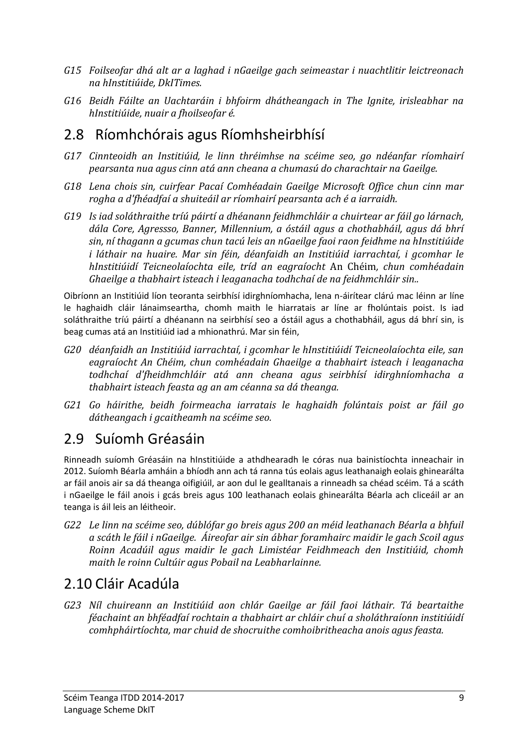*G15 Foilseofar dhá alt ar a laghad i nGaeilge gach seimeastar i nuachtlitir leictreonach na hInstitiúide, DkITimes.*

*G16 Beidh Fáilte an Uachtaráin i bhfoirm dhátheangach in The Ignite, irisleabhar na hInstitiúide, nuair a fhoilseofar é.*

## 2.8 Ríomhchórais agus Ríomhsheirbhísí

*G17 Cinnteoidh an Institiúid, le linn thréimhse na scéime seo, go ndéanfar ríomhairí pearsanta nua agus cinn atá ann cheana a chumasú do charachtair na Gaeilge.*

*G18 Lena chois sin, cuirfear Pacaí Comhéadain Gaeilge Microsoft Office chun cinn mar rogha a d'fhéadfaí a shuiteáil ar ríomhairí pearsanta ach é a iarraidh.*

*G19 Is iad soláthraithe tríú páirtí a dhéanann feidhmchláir a chuirtear ar fáil go lárnach, dála Core, Agressso, Banner, Millennium, a óstáil agus a chothabháil, agus dá bhrí sin, ní thagann a gcumas chun tacú leis an nGaeilge faoi raon feidhme na hInstitiúide i láthair na huaire. Mar sin féin, déanfaidh an Institiúid iarrachtaí, i gcomhar le hInstitiúidí Teicneolaíochta eile, tríd an eagraíocht* An Chéim*, chun comhéadain Ghaeilge a thabhairt isteach i leaganacha todhchaí de na feidhmchláir sin..*

Oibríonn an Institiúid líon teoranta seirbhísí idirghníomhacha, lena n-áirítear clárú mac léinn ar líne le haghaidh cláir lánaimseartha, chomh maith le hiarratais ar líne ar fholúntais poist. Is iad soláthraithe tríú páirtí a dhéanann na seirbhísí seo a óstáil agus a chothabháil, agus dá bhrí sin, is beag cumas atá an Institiúid iad a mhionathrú. Mar sin féin,

*G20 déanfaidh an Institiúid iarrachtaí, i gcomhar le hInstitiúidí Teicneolaíochta eile, san eagraíocht An Chéim, chun comhéadain Ghaeilge a thabhairt isteach i leaganacha todhchaí d'fheidhmchláir atá ann cheana agus seirbhísí idirghníomhacha a thabhairt isteach feasta ag an am céanna sa dá theanga.*

*G21 Go háirithe, beidh foirmeacha iarratais le haghaidh folúntais poist ar fáil go dátheangach i gcaitheamh na scéime seo.*

## 2.9 Suíomh Gréasáin

Rinneadh suíomh Gréasáin na hInstitiúide a athdhearadh le córas nua bainistíochta inneachair in 2012. Suíomh Béarla amháin a bhíodh ann ach tá ranna tús eolais agus leathanaigh eolais ghinearálta ar fáil anois air sa dá theanga oifigiúil, ar aon dul le gealltanais a rinneadh sa chéad scéim. Tá a scáth i nGaeilge le fáil anois i gcás breis agus 100 leathanach eolais ghinearálta Béarla ach cliceáil ar an teanga is áil leis an léitheoir.

*G22 Le linn na scéime seo, dúblófar go breis agus 200 an méid leathanach Béarla a bhfuil a scáth le fáil i nGaeilge. Áireofar air sin ábhar foramhairc maidir le gach Scoil agus Roinn Acadúil agus maidir le gach Limistéar Feidhmeach den Institiúid, chomh maith le roinn Cultúir agus Pobail na Leabharlainne.*

## 2.10 Cláir Acadúla

*G23 Níl chuireann an Institiúid aon chlár Gaeilge ar fáil faoi láthair. Tá beartaithe féachaint an bhféadfaí rochtain a thabhairt ar chláir chuí a sholáthraíonn institiúidí comhpháirtíochta, mar chuid de shocruithe comhoibritheacha anois agus feasta.*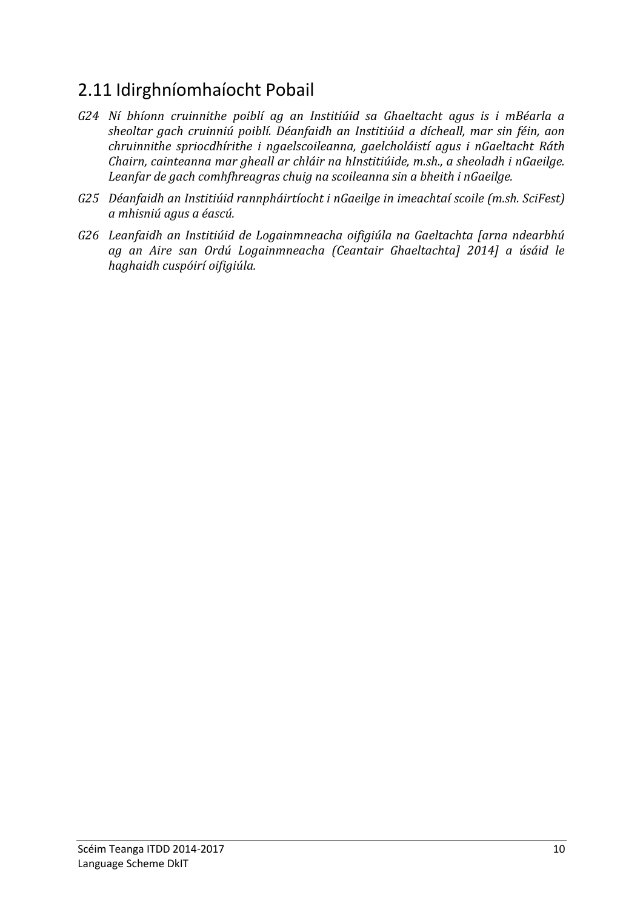## 2.11 Idirghníomhaíocht Pobail

*G24 Ní bhíonn cruinnithe poiblí ag an Institiúid sa Ghaeltacht agus is i mBéarla a sheoltar gach cruinniú poiblí. Déanfaidh an Institiúid a dícheall, mar sin féin, aon chruinnithe spriocdhírithe i ngaelscoileanna, gaelcholáistí agus i nGaeltacht Ráth Chairn, cainteanna mar gheall ar chláir na hInstitiúide, m.sh., a sheoladh i nGaeilge. Leanfar de gach comhfhreagras chuig na scoileanna sin a bheith i nGaeilge.*

*G25 Déanfaidh an Institiúid rannpháirtíocht i nGaeilge in imeachtaí scoile (m.sh. SciFest) a mhisniú agus a éascú.*

*G26 Leanfaidh an Institiúid de Logainmneacha oifigiúla na Gaeltachta [arna ndearbhú ag an Aire san Ordú Logainmneacha (Ceantair Ghaeltachta] 2014] a úsáid le haghaidh cuspóirí oifigiúla.*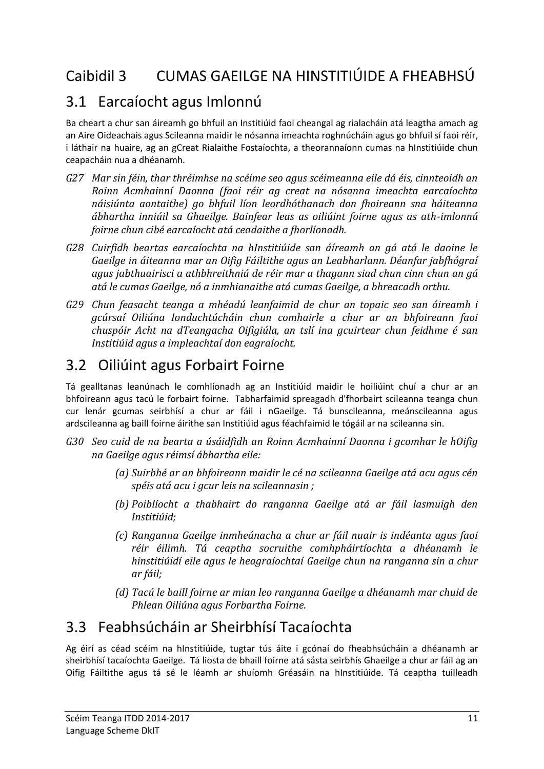# Caibidil 3 CUMAS GAEILGE NA HINSTITIÚIDE A FHEABHSÚ

## 3.1 Earcaíocht agus Imlonnú

Ba cheart a chur san áireamh go bhfuil an Institiúid faoi cheangal ag rialacháin atá leagtha amach ag an Aire Oideachais agus Scileanna maidir le nósanna imeachta roghnúcháin agus go bhfuil sí faoi réir, i láthair na huaire, ag an gCreat Rialaithe Fostaíochta, a theorannaíonn cumas na hInstitiúide chun ceapacháin nua a dhéanamh.

*G27 Mar sin féin, thar thréimhse na scéime seo agus scéimeanna eile dá éis, cinnteoidh an Roinn Acmhainní Daonna (faoi réir ag creat na nósanna imeachta earcaíochta náisiúnta aontaithe) go bhfuil líon leordhóthanach don fhoireann sna háiteanna ábhartha inniúil sa Ghaeilge. Bainfear leas as oiliúint foirne agus as ath-imlonnú foirne chun cibé earcaíocht atá ceadaithe a fhorlíonadh.*

*G28 Cuirfidh beartas earcaíochta na hInstitiúide san áireamh an gá atá le daoine le Gaeilge in áiteanna mar an Oifig Fáiltithe agus an Leabharlann. Déanfar jabfhógraí agus jabthuairisci a athbhreithniú de réir mar a thagann siad chun cinn chun an gá atá le cumas Gaeilge, nó a inmhianaithe atá cumas Gaeilge, a bhreacadh orthu.*

*G29 Chun feasacht teanga a mhéadú leanfaimid de chur an topaic seo san áireamh i gcúrsaí Oiliúna Ionduchtúcháin chun comhairle a chur ar an bhfoireann faoi chuspóir Acht na dTeangacha Oifigiúla, an tslí ina gcuirtear chun feidhme é san Institiúid agus a impleachtaí don eagraíocht.*

## 3.2 Oiliúint agus Forbairt Foirne

Tá gealltanas leanúnach le comhlíonadh ag an Institiúid maidir le hoiliúint chuí a chur ar an bhfoireann agus tacú le forbairt foirne. Tabharfaimid spreagadh d'fhorbairt scileanna teanga chun cur lenár gcumas seirbhísí a chur ar fáil i nGaeilge. Tá bunscileanna, meánscileanna agus ardscileanna ag baill foirne áirithe san Institiúid agus féachfaimid le tógáil ar na scileanna sin.

*G30 Seo cuid de na bearta a úsáidfidh an Roinn Acmhainní Daonna i gcomhar le hOifig na Gaeilge agus réimsí ábhartha eile:*

- *(a) Suirbhé ar an bhfoireann maidir le cé na scileanna Gaeilge atá acu agus cén spéis atá acu i gcur leis na scileannasin ;*
- *(b) Poiblíocht a thabhairt do ranganna Gaeilge atá ar fáil lasmuigh den Institiúid;*
- *(c) Ranganna Gaeilge inmheánacha a chur ar fáil nuair is indéanta agus faoi réir éilimh. Tá ceaptha socruithe comhpháirtíochta a dhéanamh le hinstitiúidí eile agus le heagraíochtaí Gaeilge chun na ranganna sin a chur ar fáil;*
- *(d) Tacú le baill foirne ar mian leo ranganna Gaeilge a dhéanamh mar chuid de Phlean Oiliúna agus Forbartha Foirne.*

## 3.3 Feabhsúcháin ar Sheirbhísí Tacaíochta

Ag éirí as céad scéim na hInstitiúide, tugtar tús áite i gcónaí do fheabhsúcháin a dhéanamh ar sheirbhísí tacaíochta Gaeilge. Tá liosta de bhaill foirne atá sásta seirbhís Ghaeilge a chur ar fáil ag an Oifig Fáiltithe agus tá sé le léamh ar shuíomh Gréasáin na hInstitiúide. Tá ceaptha tuilleadh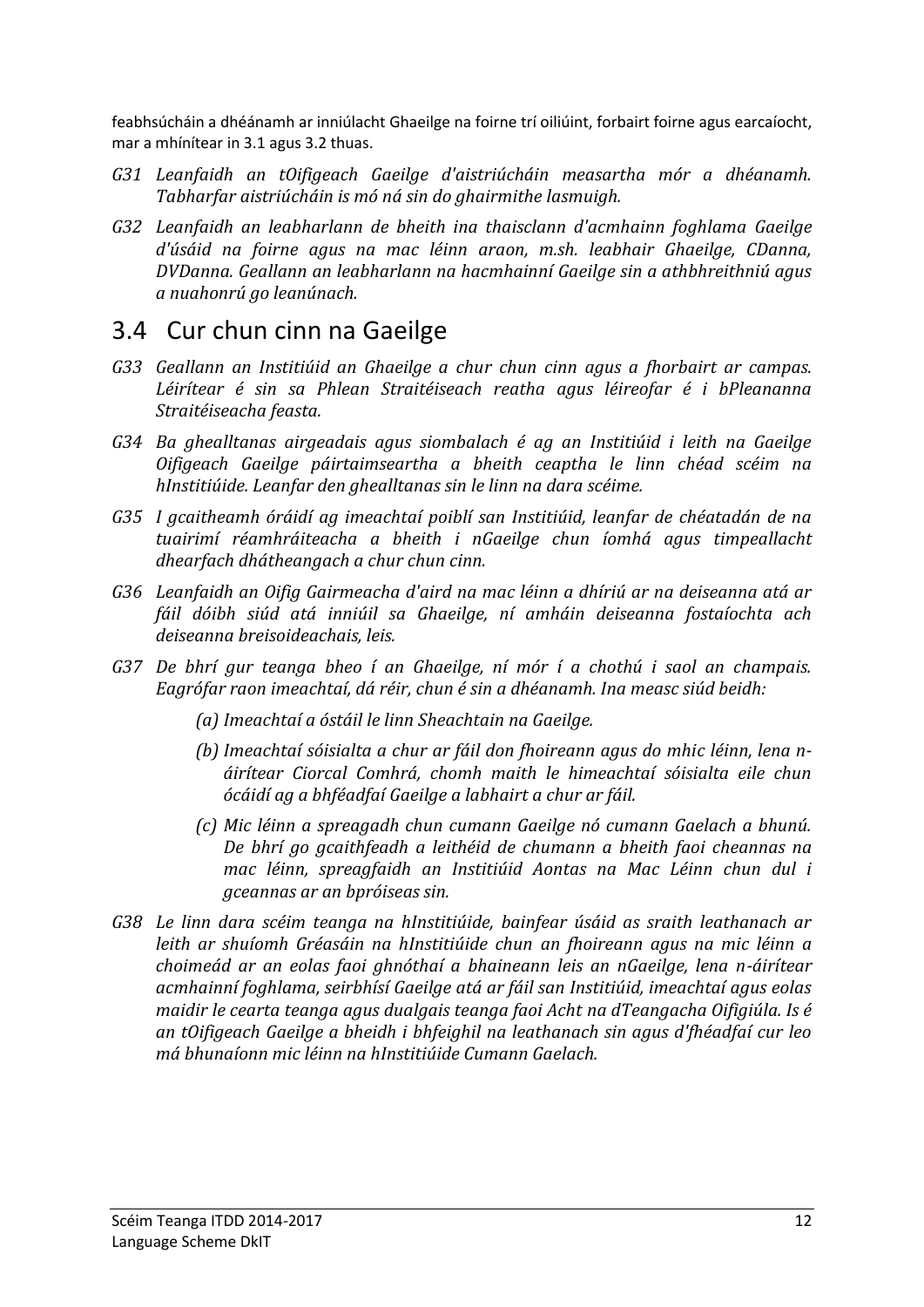feabhsúcháin a dhéánamh ar inniúlacht Ghaeilge na foirne trí oiliúint, forbairt foirne agus earcaíocht, mar a mhínítear in 3.1 agus 3.2 thuas.

*G31 Leanfaidh an tOifigeach Gaeilge d'aistriúcháin measartha mór a dhéanamh. Tabharfar aistriúcháin is mó ná sin do ghairmithe lasmuigh.*

*G32 Leanfaidh an leabharlann de bheith ina thaisclann d'acmhainn foghlama Gaeilge d'úsáid na foirne agus na mac léinn araon, m.sh. leabhair Ghaeilge, CDanna, DVDanna. Geallann an leabharlann na hacmhainní Gaeilge sin a athbhreithniú agus a nuahonrú go leanúnach.*

## 3.4 Cur chun cinn na Gaeilge

*G33 Geallann an Institiúid an Ghaeilge a chur chun cinn agus a fhorbairt ar campas. Léirítear é sin sa Phlean Straitéiseach reatha agus léireofar é i bPleananna Straitéiseacha feasta.*

*G34 Ba ghealltanas airgeadais agus siombalach é ag an Institiúid i leith na Gaeilge Oifigeach Gaeilge páirtaimseartha a bheith ceaptha le linn chéad scéim na hInstitiúide. Leanfar den ghealltanas sin le linn na dara scéime.*

*G35 I gcaitheamh óráidí ag imeachtaí poiblí san Institiúid, leanfar de chéatadán de na tuairimí réamhráiteacha a bheith i nGaeilge chun íomhá agus timpeallacht dhearfach dhátheangach a chur chun cinn.*

*G36 Leanfaidh an Oifig Gairmeacha d'aird na mac léinn a dhíriú ar na deiseanna atá ar fáil dóibh siúd atá inniúil sa Ghaeilge, ní amháin deiseanna fostaíochta ach deiseanna breisoideachais, leis.*

*G37 De bhrí gur teanga bheo í an Ghaeilge, ní mór í a chothú i saol an champais. Eagrófar raon imeachtaí, dá réir, chun é sin a dhéanamh. Ina measc siúd beidh:*

*(a) Imeachtaí a óstáil le linn Sheachtain na Gaeilge.*

*(b) Imeachtaí sóisialta a chur ar fáil don fhoireann agus do mhic léinn, lena n-áirítear Ciorcal Comhrá, chomh maith le himeachtaí sóisialta eile chun ócáidí ag a bhféadfaí Gaeilge a labhairt a chur ar fáil.*

*(c) Mic léinn a spreagadh chun cumann Gaeilge nó cumann Gaelach a bhunú. De bhrí go gcaithfeadh a leithéid de chumann a bheith faoi cheannas na mac léinn, spreagfaidh an Institiúid Aontas na Mac Léinn chun dul i gceannas ar an bpróiseas sin.*

*G38 Le linn dara scéim teanga na hInstitiúide, bainfear úsáid as sraith leathanach ar leith ar shuíomh Gréasáin na hInstitiúide chun an fhoireann agus na mic léinn a choimeád ar an eolas faoi ghnóthaí a bhaineann leis an nGaeilge, lena n-áirítear acmhainní foghlama, seirbhísí Gaeilge atá ar fáil san Institiúid, imeachtaí agus eolas maidir le cearta teanga agus dualgais teanga faoi Acht na dTeangacha Oifigiúla. Is é an tOifigeach Gaeilge a bheidh i bhfeighil na leathanach sin agus d'fhéadfaí cur leo má bhunaíonn mic léinn na hInstitiúide Cumann Gaelach.*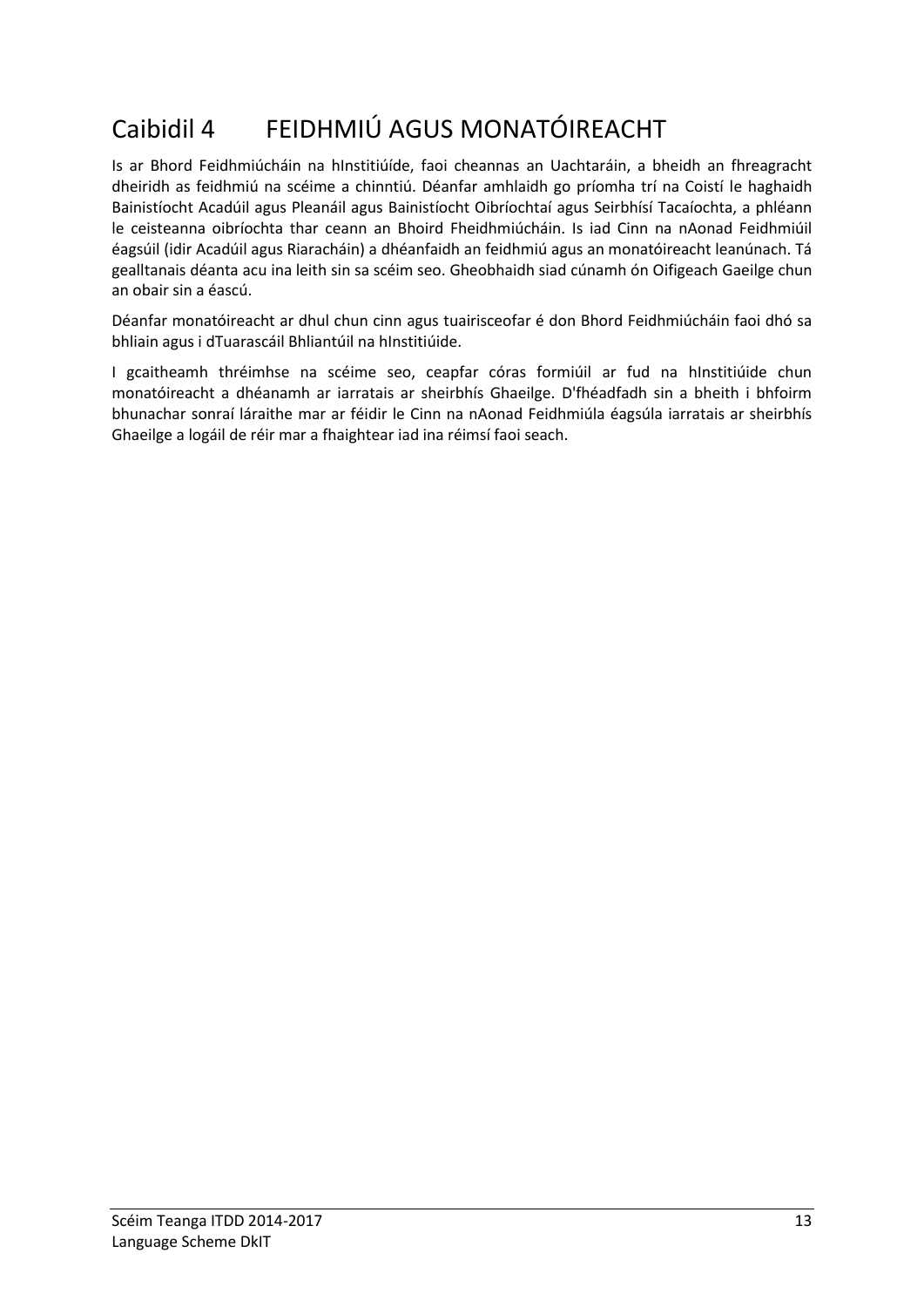# Caibidil 4 FEIDHMIÚ AGUS MONATÓIREACHT

Is ar Bhord Feidhmiúcháin na hInstitiúíde, faoi cheannas an Uachtaráin, a bheidh an fhreagracht dheiridh as feidhmiú na scéime a chinntiú. Déanfar amhlaidh go príomha trí na Coistí le haghaidh Bainistíocht Acadúil agus Pleanáil agus Bainistíocht Oibríochtaí agus Seirbhísí Tacaíochta, a phléann le ceisteanna oibríochta thar ceann an Bhoird Fheidhmiúcháin. Is iad Cinn na nAonad Feidhmiúil éagsúil (idir Acadúil agus Riaracháin) a dhéanfaidh an feidhmiú agus an monatóireacht leanúnach. Tá gealltanais déanta acu ina leith sin sa scéim seo. Gheobhaidh siad cúnamh ón Oifigeach Gaeilge chun an obair sin a éascú.

Déanfar monatóireacht ar dhul chun cinn agus tuairisceofar é don Bhord Feidhmiúcháin faoi dhó sa bhliain agus i dTuarascáil Bhliantúil na hInstitiúide.

I gcaitheamh thréimhse na scéime seo, ceapfar córas formiúil ar fud na hInstitiúide chun monatóireacht a dhéanamh ar iarratais ar sheirbhís Ghaeilge. D'fhéadfadh sin a bheith i bhfoirm bhunachar sonraí láraithe mar ar féidir le Cinn na nAonad Feidhmiúla éagsúla iarratais ar sheirbhís Ghaeilge a logáil de réir mar a fhaightear iad ina réimsí faoi seach.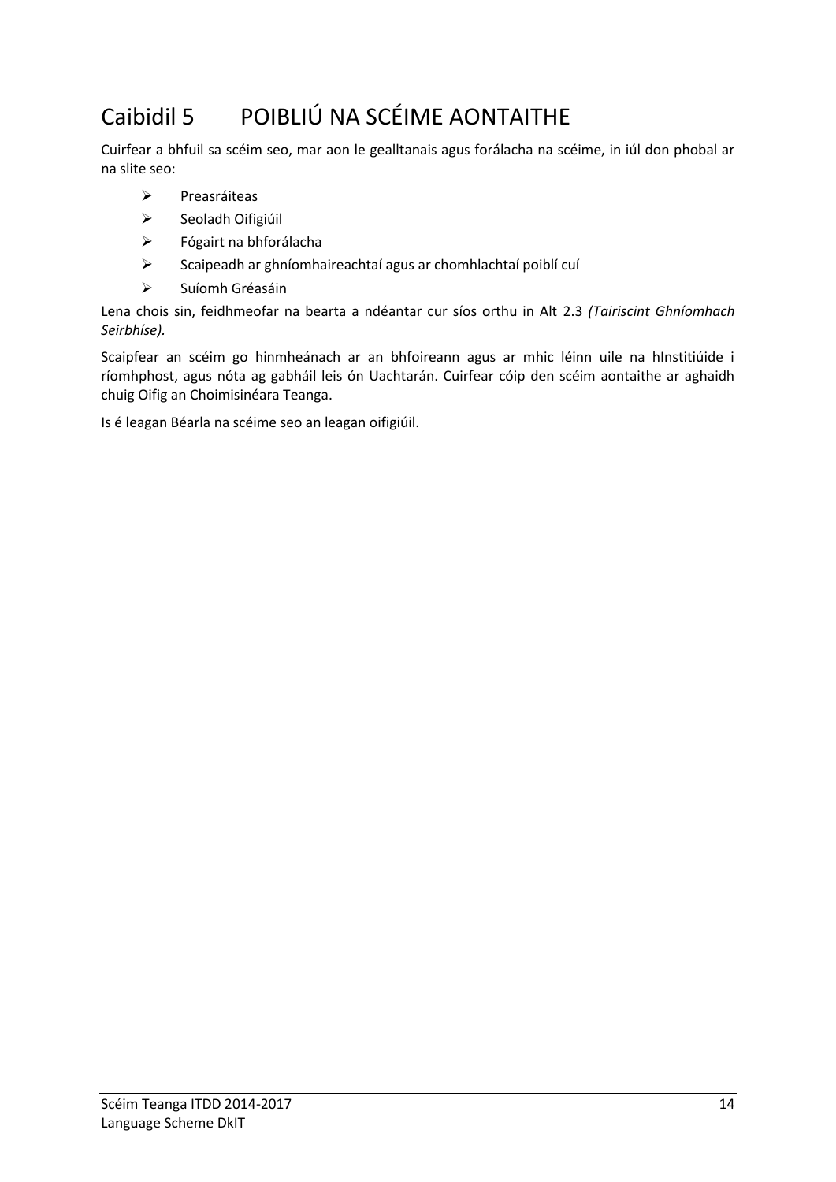# Caibidil 5 POIBLIÚ NA SCÉIME AONTAITHE

Cuirfear a bhfuil sa scéim seo, mar aon le gealltanais agus forálacha na scéime, in iúl don phobal ar na slite seo:

- Preasráiteas
- Seoladh Oifigiúil
- Fógairt na bhforálacha
- Scaipeadh ar ghníomhaireachtaí agus ar chomhlachtaí poiblí cuí
- Suíomh Gréasáin

Lena chois sin, feidhmeofar na bearta a ndéantar cur síos orthu in Alt 2.3 *(Tairiscint Ghníomhach Seirbhíse).*

Scaipfear an scéim go hinmheánach ar an bhfoireann agus ar mhic léinn uile na hInstitiúide i ríomhphost, agus nóta ag gabháil leis ón Uachtarán. Cuirfear cóip den scéim aontaithe ar aghaidh chuig Oifig an Choimisinéara Teanga.

Is é leagan Béarla na scéime seo an leagan oifigiúil.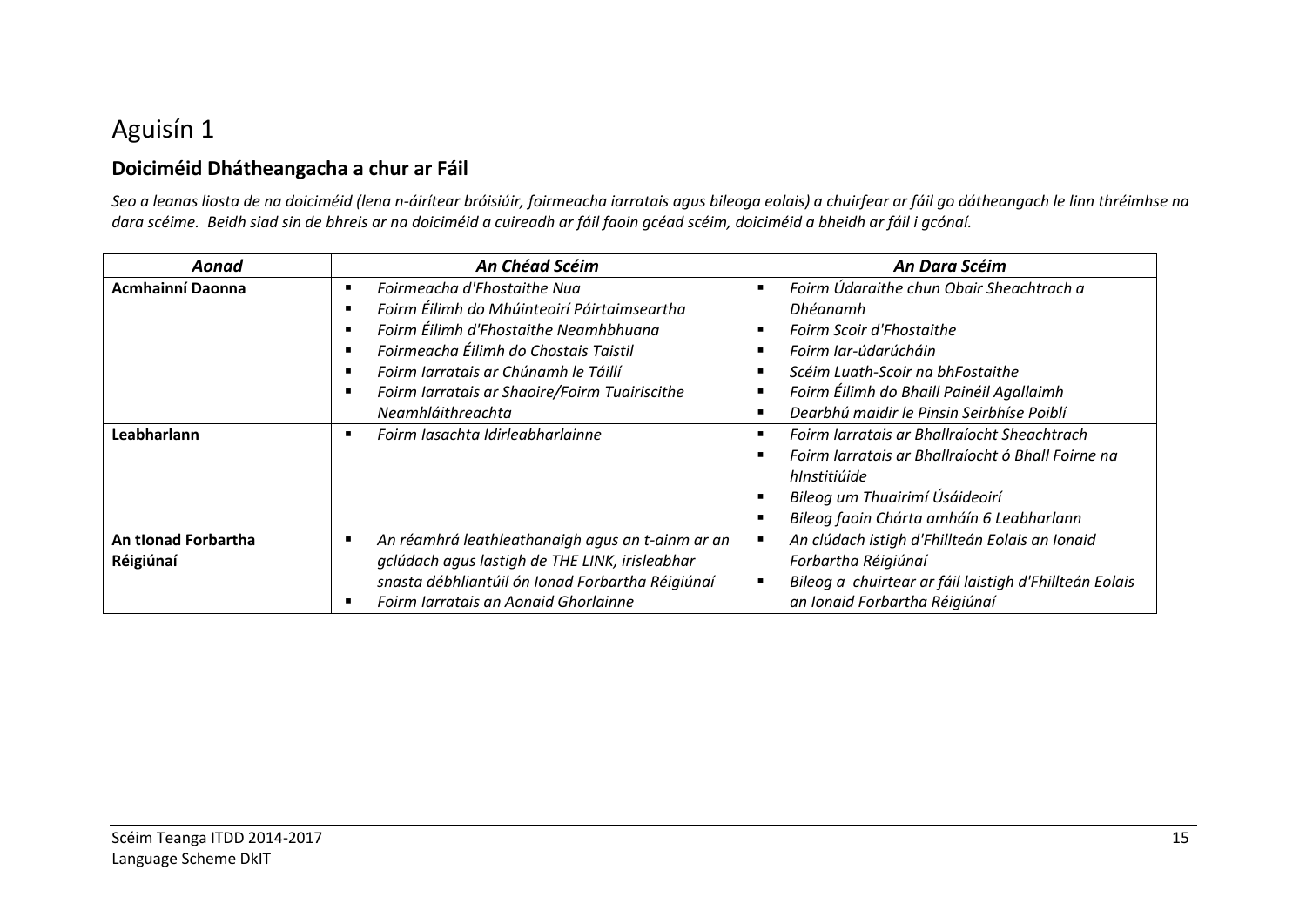# Aguisín 1

## Doiciméid Dhátheangacha a chur ar Fáil

*Seo a leanas liosta de na doiciméid (lena n-áirítear bróisiúir, foirmeacha iarratais agus bileoga eolais) a chuirfear ar fáil go dátheangach le linn thréimhse na dara scéime. Beidh siad sin de bhreis ar na doiciméid a cuireadh ar fáil faoin gcéad scéim, doiciméid a bheidh ar fáil i gcónaí.*

| *Aonad* | *An Chéad Scéim* | *An Dara Scéim* |
|---|---|---|
| **Acmhainní Daonna** | ▪ *Foirmeacha d'Fhostaithe Nua*<br>▪ *Foirm Éilimh do Mhúinteoirí Páirtaimseartha*<br>▪ *Foirm Éilimh d'Fhostaithe Neamhbhuana*<br>▪ *Foirmeacha Éilimh do Chostais Taistil*<br>▪ *Foirm Iarratais ar Chúnamh le Táillí*<br>▪ *Foirm Iarratais ar Shaoire/Foirm Tuairiscithe Neamhláithreachta* | ▪ *Foirm Údaraithe chun Obair Sheachtrach a Dhéanamh*<br>▪ *Foirm Scoir d'Fhostaithe*<br>▪ *Foirm Iar-údarúcháin*<br>▪ *Scéim Luath-Scoir na bhFostaithe*<br>▪ *Foirm Éilimh do Bhaill Painéil Agallaimh*<br>▪ *Dearbhú maidir le Pinsin Seirbhíse Poiblí* |
| **Leabharlann** | ▪ *Foirm Iasachta Idirleabharlainne* | ▪ *Foirm Iarratais ar Bhallraíocht Sheachtrach*<br>▪ *Foirm Iarratais ar Bhallraíocht ó Bhall Foirne na hInstitiúide*<br>▪ *Bileog um Thuairimí Úsáideoirí*<br>▪ *Bileog faoin Chárta amháin 6 Leabharlann* |
| **An tIonad Forbartha Réigiúnaí** | ▪ *An réamhrá leathleathanaigh agus an t-ainm ar an gclúdach agus lastigh de THE LINK, irisleabhar snasta débhliantúil ón Ionad Forbartha Réigiúnaí*<br>▪ *Foirm Iarratais an Aonaid Ghorlainne* | ▪ *An clúdach istigh d'Fhillteán Eolais an Ionaid Forbartha Réigiúnaí*<br>▪ *Bileog a chuirtear ar fáil laistigh d'Fhillteán Eolais an Ionaid Forbartha Réigiúnaí* |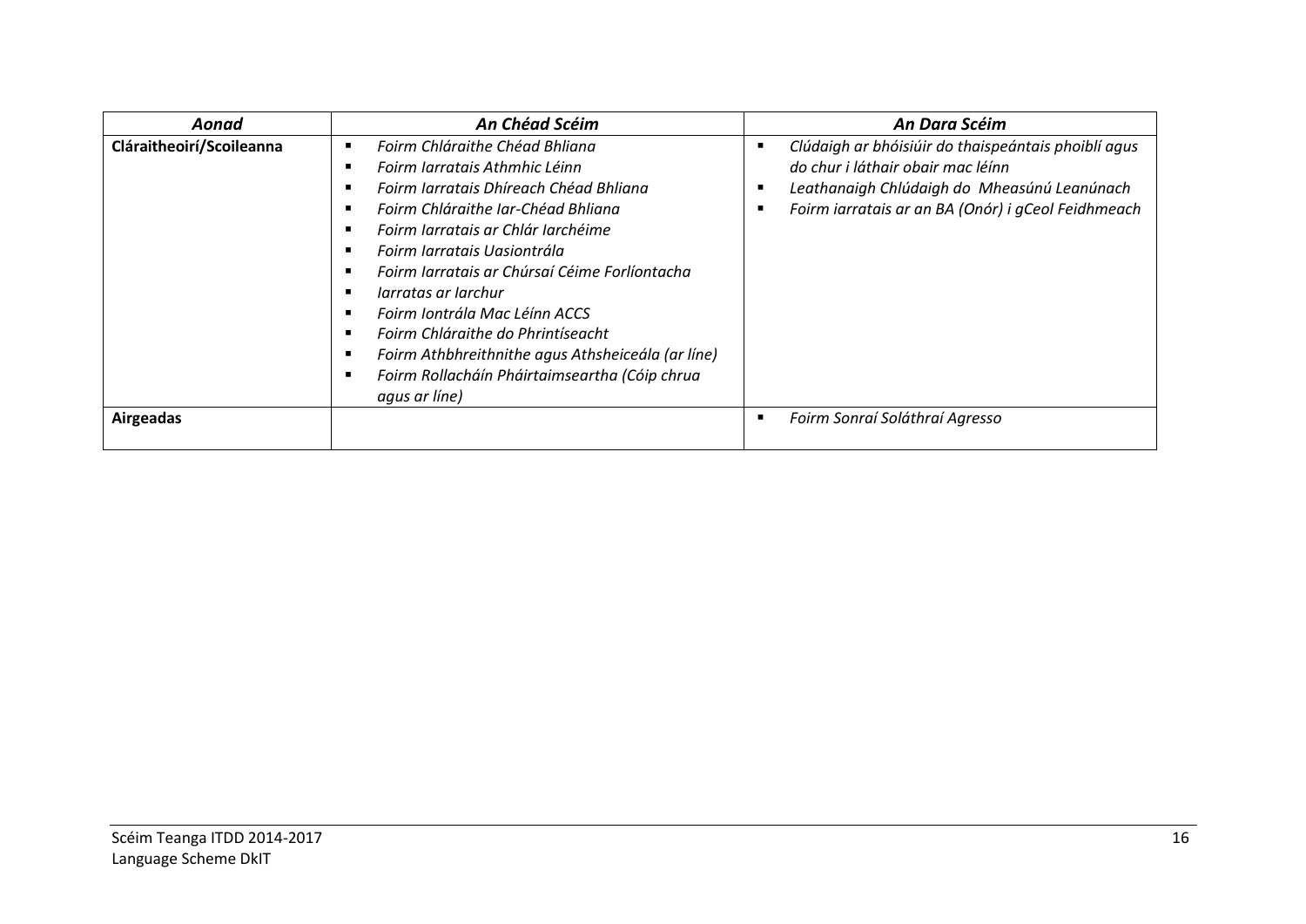| *Aonad* | *An Chéad Scéim* | *An Dara Scéim* |
|---|---|---|
| **Cláraitheoirí/Scoileanna** | ▪ *Foirm Chláraithe Chéad Bhliana*<br>▪ *Foirm Iarratais Athmhic Léinn*<br>▪ *Foirm Iarratais Dhíreach Chéad Bhliana*<br>▪ *Foirm Chláraithe Iar-Chéad Bhliana*<br>▪ *Foirm Iarratais ar Chlár Iarchéime*<br>▪ *Foirm Iarratais Uasiontrála*<br>▪ *Foirm Iarratais ar Chúrsaí Céime Forlíontacha*<br>▪ *Iarratas ar Iarchur*<br>▪ *Foirm Iontrála Mac Léinn ACCS*<br>▪ *Foirm Chláraithe do Phrintíseacht*<br>▪ *Foirm Athbhreithnithe agus Athsheiceála (ar líne)*<br>▪ *Foirm Rollacháin Pháirtaimseartha (Cóip chrua agus ar líne)* | ▪ *Clúdaigh ar bhóisiúir do thaispeántais phoiblí agus do chur i láthair obair mac léinn*<br>▪ *Leathanaigh Chlúdaigh do Mheasúnú Leanúnach*<br>▪ *Foirm iarratais ar an BA (Onór) i gCeol Feidhmeach* |
| **Airgeadas** | | ▪ *Foirm Sonraí Soláthraí Agresso* |